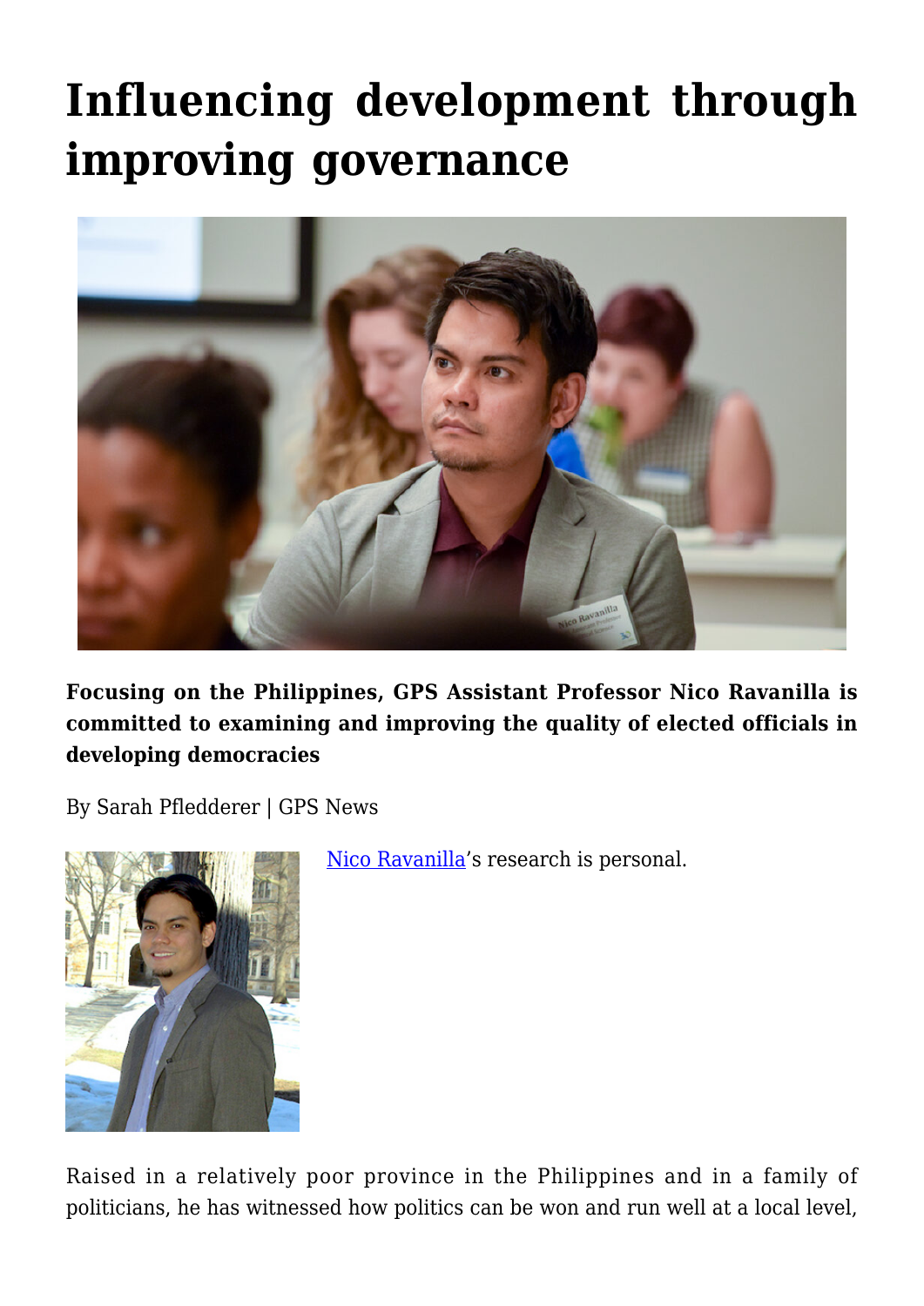# Influencing development through improving governance

**Focusing on the Philippines, GPS Assistant Professor Nico Ravanilla is committed to examining and improving the quality of elected officials in developing democracies**

By Sarah Pfledderer | GPS News

Nico Ravanilla's research is personal.

Raised in a relatively poor province in the Philippines and in a family of politicians, he has witnessed how politics can be won and run well at a local level,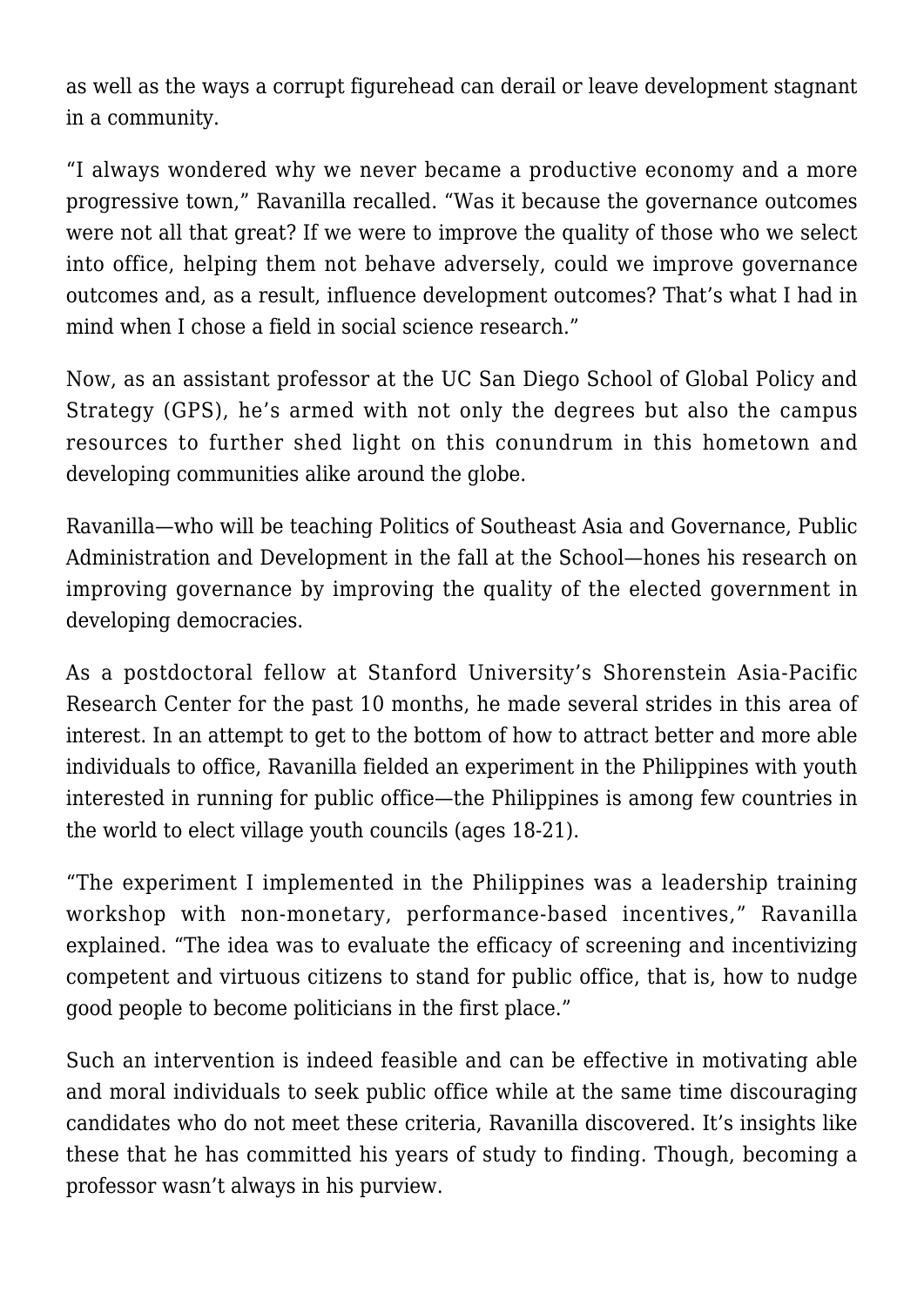as well as the ways a corrupt figurehead can derail or leave development stagnant in a community.

"I always wondered why we never became a productive economy and a more progressive town," Ravanilla recalled. "Was it because the governance outcomes were not all that great? If we were to improve the quality of those who we select into office, helping them not behave adversely, could we improve governance outcomes and, as a result, influence development outcomes? That's what I had in mind when I chose a field in social science research."

Now, as an assistant professor at the UC San Diego School of Global Policy and Strategy (GPS), he's armed with not only the degrees but also the campus resources to further shed light on this conundrum in this hometown and developing communities alike around the globe.

Ravanilla—who will be teaching Politics of Southeast Asia and Governance, Public Administration and Development in the fall at the School—hones his research on improving governance by improving the quality of the elected government in developing democracies.

As a postdoctoral fellow at Stanford University's Shorenstein Asia-Pacific Research Center for the past 10 months, he made several strides in this area of interest. In an attempt to get to the bottom of how to attract better and more able individuals to office, Ravanilla fielded an experiment in the Philippines with youth interested in running for public office—the Philippines is among few countries in the world to elect village youth councils (ages 18-21).

"The experiment I implemented in the Philippines was a leadership training workshop with non-monetary, performance-based incentives," Ravanilla explained. "The idea was to evaluate the efficacy of screening and incentivizing competent and virtuous citizens to stand for public office, that is, how to nudge good people to become politicians in the first place."

Such an intervention is indeed feasible and can be effective in motivating able and moral individuals to seek public office while at the same time discouraging candidates who do not meet these criteria, Ravanilla discovered. It's insights like these that he has committed his years of study to finding. Though, becoming a professor wasn't always in his purview.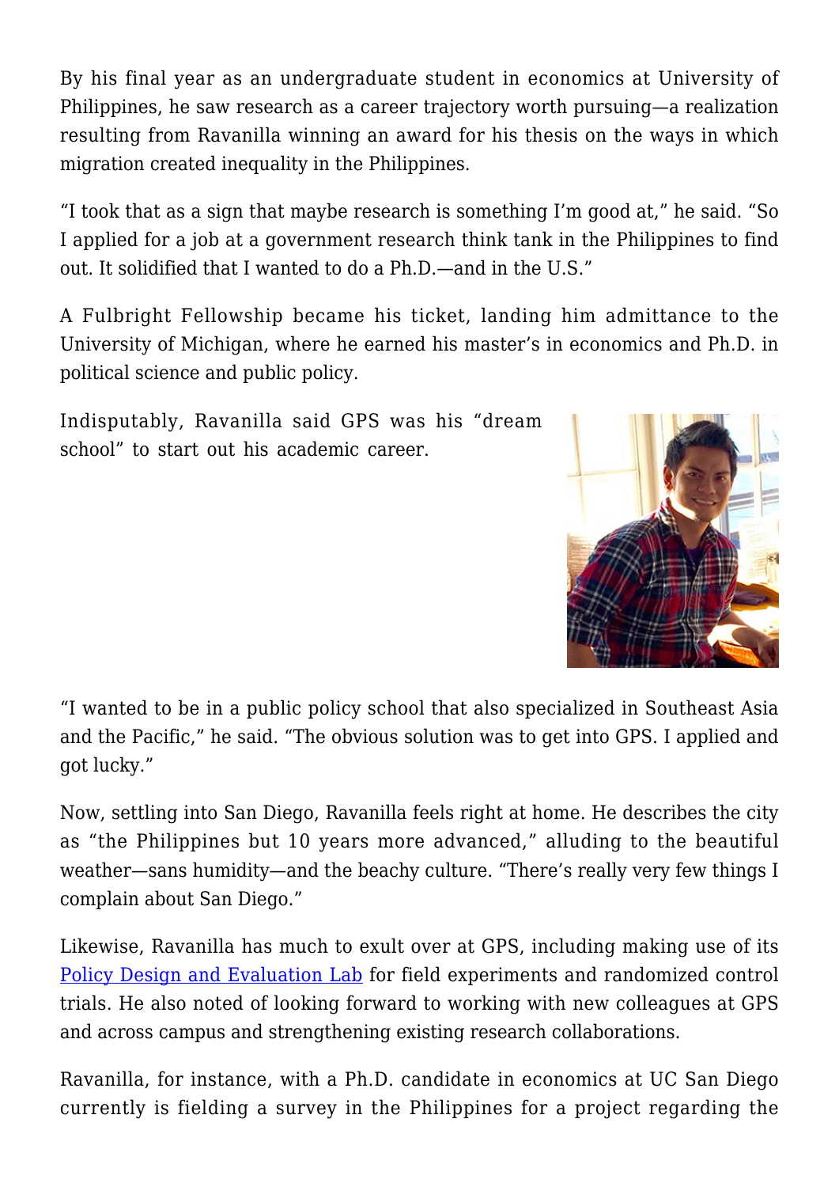By his final year as an undergraduate student in economics at University of Philippines, he saw research as a career trajectory worth pursuing—a realization resulting from Ravanilla winning an award for his thesis on the ways in which migration created inequality in the Philippines.

"I took that as a sign that maybe research is something I'm good at," he said. "So I applied for a job at a government research think tank in the Philippines to find out. It solidified that I wanted to do a Ph.D.—and in the U.S."

A Fulbright Fellowship became his ticket, landing him admittance to the University of Michigan, where he earned his master's in economics and Ph.D. in political science and public policy.

Indisputably, Ravanilla said GPS was his "dream school" to start out his academic career.

"I wanted to be in a public policy school that also specialized in Southeast Asia and the Pacific," he said. "The obvious solution was to get into GPS. I applied and got lucky."

Now, settling into San Diego, Ravanilla feels right at home. He describes the city as "the Philippines but 10 years more advanced," alluding to the beautiful weather—sans humidity—and the beachy culture. "There's really very few things I complain about San Diego."

Likewise, Ravanilla has much to exult over at GPS, including making use of its Policy Design and Evaluation Lab for field experiments and randomized control trials. He also noted of looking forward to working with new colleagues at GPS and across campus and strengthening existing research collaborations.

Ravanilla, for instance, with a Ph.D. candidate in economics at UC San Diego currently is fielding a survey in the Philippines for a project regarding the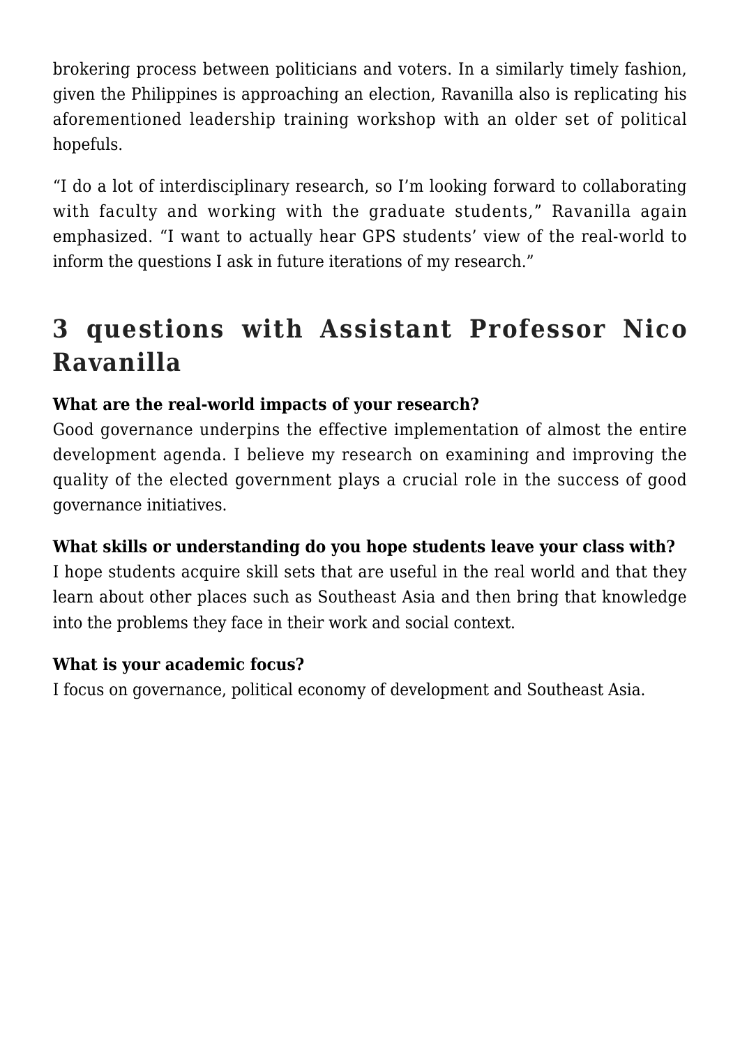brokering process between politicians and voters. In a similarly timely fashion, given the Philippines is approaching an election, Ravanilla also is replicating his aforementioned leadership training workshop with an older set of political hopefuls.

"I do a lot of interdisciplinary research, so I'm looking forward to collaborating with faculty and working with the graduate students," Ravanilla again emphasized. "I want to actually hear GPS students' view of the real-world to inform the questions I ask in future iterations of my research."

## 3 questions with Assistant Professor Nico Ravanilla

**What are the real-world impacts of your research?**
Good governance underpins the effective implementation of almost the entire development agenda. I believe my research on examining and improving the quality of the elected government plays a crucial role in the success of good governance initiatives.

**What skills or understanding do you hope students leave your class with?**
I hope students acquire skill sets that are useful in the real world and that they learn about other places such as Southeast Asia and then bring that knowledge into the problems they face in their work and social context.

**What is your academic focus?**
I focus on governance, political economy of development and Southeast Asia.